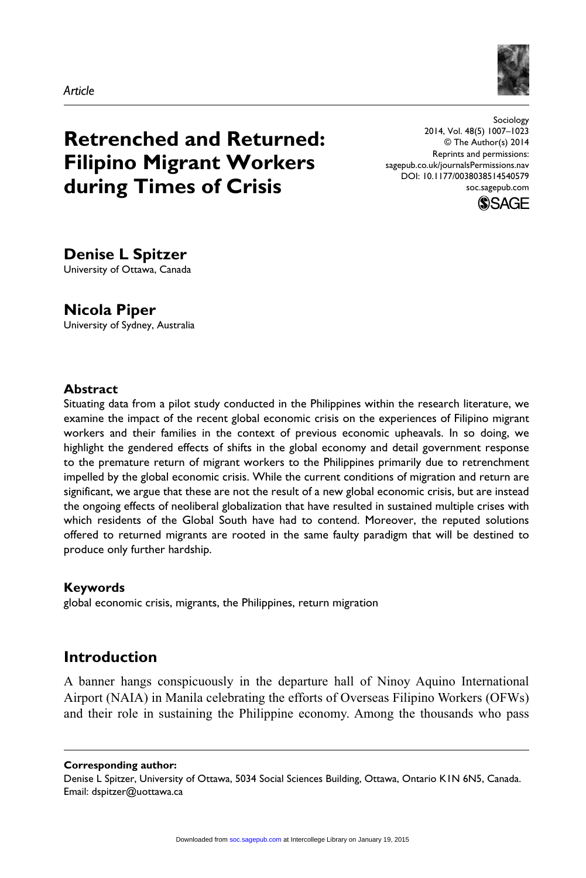*Article*

# Retrenched and Returned: Filipino Migrant Workers during Times of Crisis

Sociology
2014, Vol. 48(5) 1007–1023
© The Author(s) 2014
Reprints and permissions: sagepub.co.uk/journalsPermissions.nav
DOI: 10.1177/0038038514540579
soc.sagepub.com

**Denise L Spitzer**
University of Ottawa, Canada

**Nicola Piper**
University of Sydney, Australia

### Abstract

Situating data from a pilot study conducted in the Philippines within the research literature, we examine the impact of the recent global economic crisis on the experiences of Filipino migrant workers and their families in the context of previous economic upheavals. In so doing, we highlight the gendered effects of shifts in the global economy and detail government response to the premature return of migrant workers to the Philippines primarily due to retrenchment impelled by the global economic crisis. While the current conditions of migration and return are significant, we argue that these are not the result of a new global economic crisis, but are instead the ongoing effects of neoliberal globalization that have resulted in sustained multiple crises with which residents of the Global South have had to contend. Moreover, the reputed solutions offered to returned migrants are rooted in the same faulty paradigm that will be destined to produce only further hardship.

### Keywords

global economic crisis, migrants, the Philippines, return migration

## Introduction

A banner hangs conspicuously in the departure hall of Ninoy Aquino International Airport (NAIA) in Manila celebrating the efforts of Overseas Filipino Workers (OFWs) and their role in sustaining the Philippine economy. Among the thousands who pass

**Corresponding author:**
Denise L Spitzer, University of Ottawa, 5034 Social Sciences Building, Ottawa, Ontario K1N 6N5, Canada.
Email: dspitzer@uottawa.ca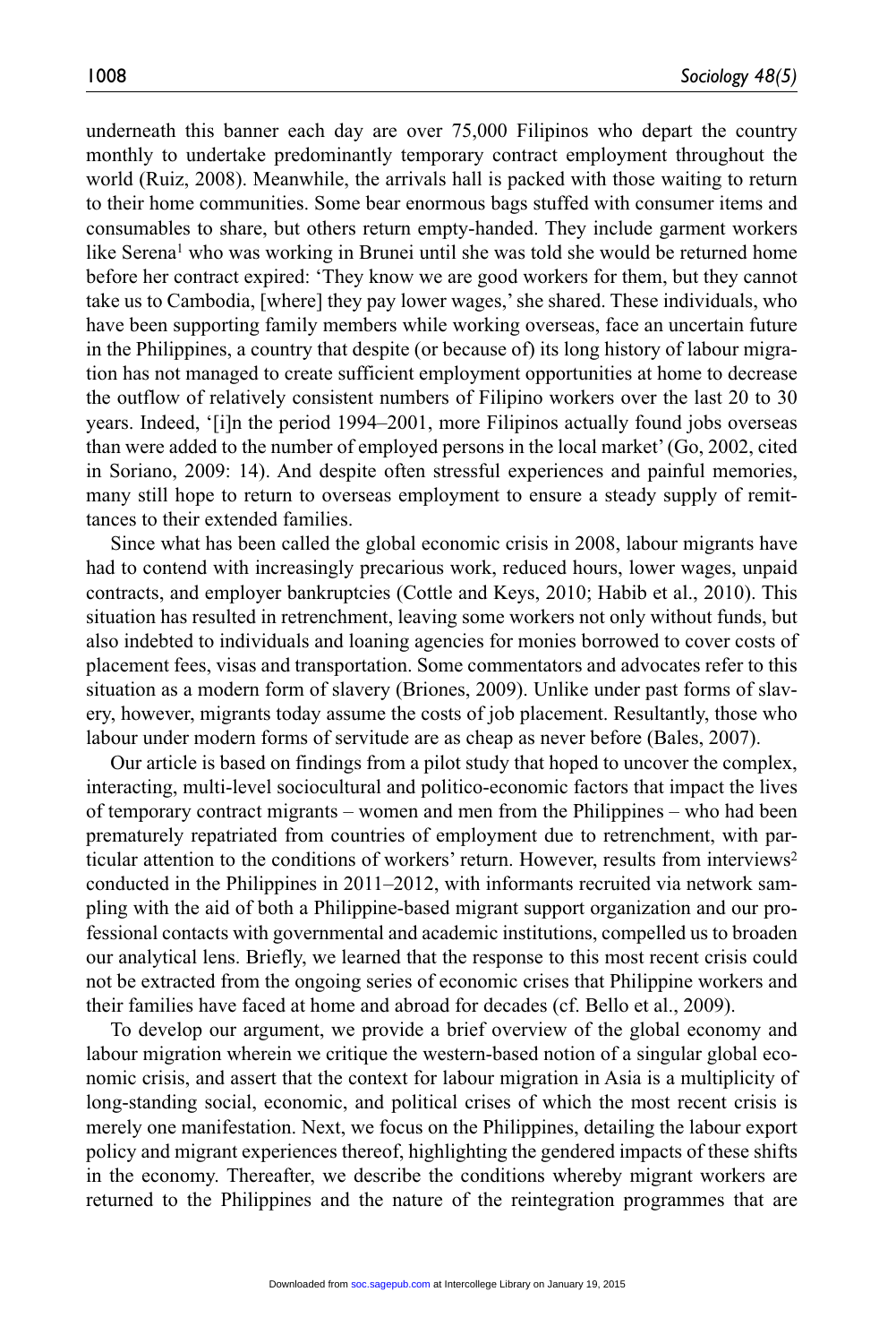underneath this banner each day are over 75,000 Filipinos who depart the country monthly to undertake predominantly temporary contract employment throughout the world (Ruiz, 2008). Meanwhile, the arrivals hall is packed with those waiting to return to their home communities. Some bear enormous bags stuffed with consumer items and consumables to share, but others return empty-handed. They include garment workers like Serena[1] who was working in Brunei until she was told she would be returned home before her contract expired: 'They know we are good workers for them, but they cannot take us to Cambodia, [where] they pay lower wages,' she shared. These individuals, who have been supporting family members while working overseas, face an uncertain future in the Philippines, a country that despite (or because of) its long history of labour migration has not managed to create sufficient employment opportunities at home to decrease the outflow of relatively consistent numbers of Filipino workers over the last 20 to 30 years. Indeed, '[i]n the period 1994–2001, more Filipinos actually found jobs overseas than were added to the number of employed persons in the local market' (Go, 2002, cited in Soriano, 2009: 14). And despite often stressful experiences and painful memories, many still hope to return to overseas employment to ensure a steady supply of remittances to their extended families.

Since what has been called the global economic crisis in 2008, labour migrants have had to contend with increasingly precarious work, reduced hours, lower wages, unpaid contracts, and employer bankruptcies (Cottle and Keys, 2010; Habib et al., 2010). This situation has resulted in retrenchment, leaving some workers not only without funds, but also indebted to individuals and loaning agencies for monies borrowed to cover costs of placement fees, visas and transportation. Some commentators and advocates refer to this situation as a modern form of slavery (Briones, 2009). Unlike under past forms of slavery, however, migrants today assume the costs of job placement. Resultantly, those who labour under modern forms of servitude are as cheap as never before (Bales, 2007).

Our article is based on findings from a pilot study that hoped to uncover the complex, interacting, multi-level sociocultural and politico-economic factors that impact the lives of temporary contract migrants – women and men from the Philippines – who had been prematurely repatriated from countries of employment due to retrenchment, with particular attention to the conditions of workers' return. However, results from interviews[2] conducted in the Philippines in 2011–2012, with informants recruited via network sampling with the aid of both a Philippine-based migrant support organization and our professional contacts with governmental and academic institutions, compelled us to broaden our analytical lens. Briefly, we learned that the response to this most recent crisis could not be extracted from the ongoing series of economic crises that Philippine workers and their families have faced at home and abroad for decades (cf. Bello et al., 2009).

To develop our argument, we provide a brief overview of the global economy and labour migration wherein we critique the western-based notion of a singular global economic crisis, and assert that the context for labour migration in Asia is a multiplicity of long-standing social, economic, and political crises of which the most recent crisis is merely one manifestation. Next, we focus on the Philippines, detailing the labour export policy and migrant experiences thereof, highlighting the gendered impacts of these shifts in the economy. Thereafter, we describe the conditions whereby migrant workers are returned to the Philippines and the nature of the reintegration programmes that are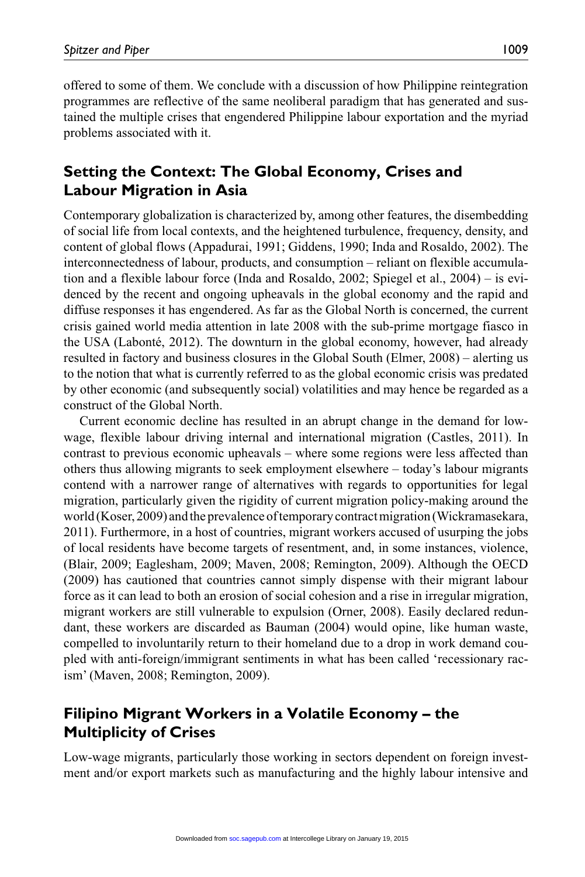offered to some of them. We conclude with a discussion of how Philippine reintegration programmes are reflective of the same neoliberal paradigm that has generated and sustained the multiple crises that engendered Philippine labour exportation and the myriad problems associated with it.

## Setting the Context: The Global Economy, Crises and Labour Migration in Asia

Contemporary globalization is characterized by, among other features, the disembedding of social life from local contexts, and the heightened turbulence, frequency, density, and content of global flows (Appadurai, 1991; Giddens, 1990; Inda and Rosaldo, 2002). The interconnectedness of labour, products, and consumption – reliant on flexible accumulation and a flexible labour force (Inda and Rosaldo, 2002; Spiegel et al., 2004) – is evidenced by the recent and ongoing upheavals in the global economy and the rapid and diffuse responses it has engendered. As far as the Global North is concerned, the current crisis gained world media attention in late 2008 with the sub-prime mortgage fiasco in the USA (Labonté, 2012). The downturn in the global economy, however, had already resulted in factory and business closures in the Global South (Elmer, 2008) – alerting us to the notion that what is currently referred to as the global economic crisis was predated by other economic (and subsequently social) volatilities and may hence be regarded as a construct of the Global North.

Current economic decline has resulted in an abrupt change in the demand for low-wage, flexible labour driving internal and international migration (Castles, 2011). In contrast to previous economic upheavals – where some regions were less affected than others thus allowing migrants to seek employment elsewhere – today's labour migrants contend with a narrower range of alternatives with regards to opportunities for legal migration, particularly given the rigidity of current migration policy-making around the world (Koser, 2009) and the prevalence of temporary contract migration (Wickramasekara, 2011). Furthermore, in a host of countries, migrant workers accused of usurping the jobs of local residents have become targets of resentment, and, in some instances, violence, (Blair, 2009; Eaglesham, 2009; Maven, 2008; Remington, 2009). Although the OECD (2009) has cautioned that countries cannot simply dispense with their migrant labour force as it can lead to both an erosion of social cohesion and a rise in irregular migration, migrant workers are still vulnerable to expulsion (Orner, 2008). Easily declared redundant, these workers are discarded as Bauman (2004) would opine, like human waste, compelled to involuntarily return to their homeland due to a drop in work demand coupled with anti-foreign/immigrant sentiments in what has been called 'recessionary racism' (Maven, 2008; Remington, 2009).

## Filipino Migrant Workers in a Volatile Economy – the Multiplicity of Crises

Low-wage migrants, particularly those working in sectors dependent on foreign investment and/or export markets such as manufacturing and the highly labour intensive and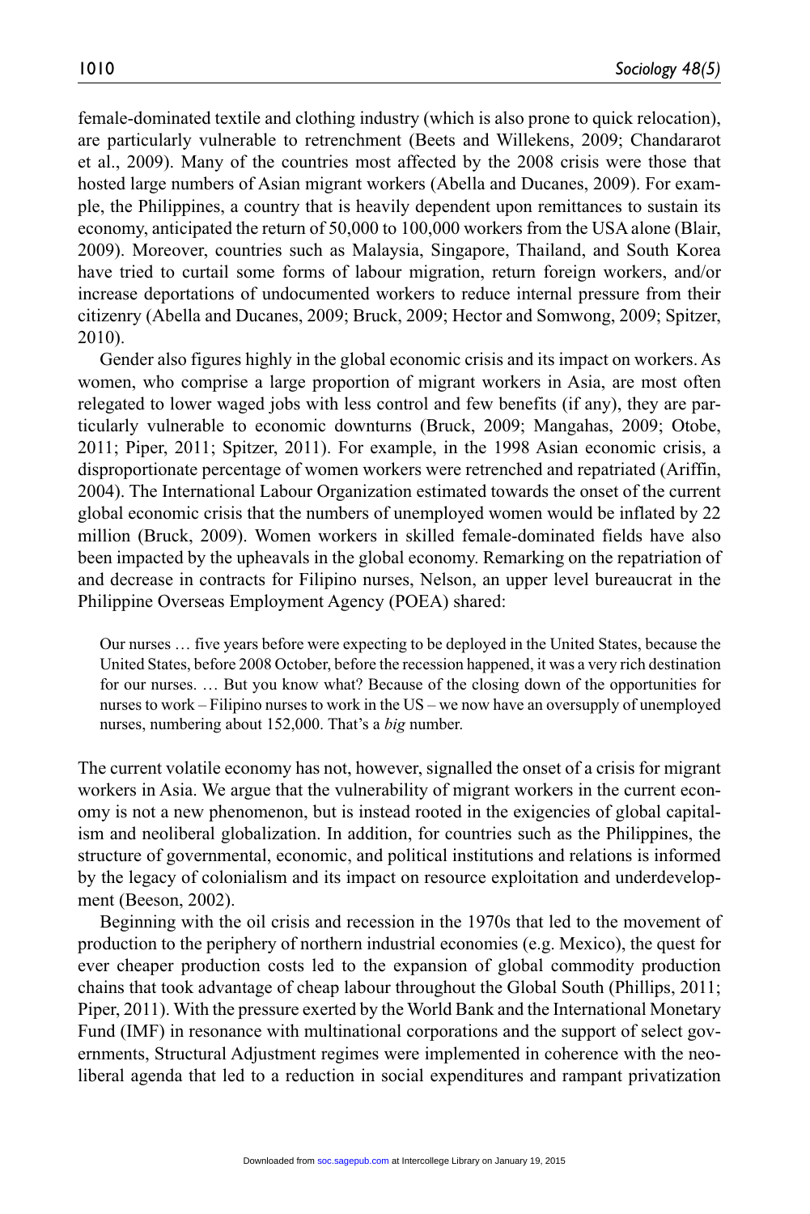female-dominated textile and clothing industry (which is also prone to quick relocation), are particularly vulnerable to retrenchment (Beets and Willekens, 2009; Chandararot et al., 2009). Many of the countries most affected by the 2008 crisis were those that hosted large numbers of Asian migrant workers (Abella and Ducanes, 2009). For example, the Philippines, a country that is heavily dependent upon remittances to sustain its economy, anticipated the return of 50,000 to 100,000 workers from the USA alone (Blair, 2009). Moreover, countries such as Malaysia, Singapore, Thailand, and South Korea have tried to curtail some forms of labour migration, return foreign workers, and/or increase deportations of undocumented workers to reduce internal pressure from their citizenry (Abella and Ducanes, 2009; Bruck, 2009; Hector and Somwong, 2009; Spitzer, 2010).

Gender also figures highly in the global economic crisis and its impact on workers. As women, who comprise a large proportion of migrant workers in Asia, are most often relegated to lower waged jobs with less control and few benefits (if any), they are particularly vulnerable to economic downturns (Bruck, 2009; Mangahas, 2009; Otobe, 2011; Piper, 2011; Spitzer, 2011). For example, in the 1998 Asian economic crisis, a disproportionate percentage of women workers were retrenched and repatriated (Ariffin, 2004). The International Labour Organization estimated towards the onset of the current global economic crisis that the numbers of unemployed women would be inflated by 22 million (Bruck, 2009). Women workers in skilled female-dominated fields have also been impacted by the upheavals in the global economy. Remarking on the repatriation of and decrease in contracts for Filipino nurses, Nelson, an upper level bureaucrat in the Philippine Overseas Employment Agency (POEA) shared:

> Our nurses … five years before were expecting to be deployed in the United States, because the United States, before 2008 October, before the recession happened, it was a very rich destination for our nurses. … But you know what? Because of the closing down of the opportunities for nurses to work – Filipino nurses to work in the US – we now have an oversupply of unemployed nurses, numbering about 152,000. That's a *big* number.

The current volatile economy has not, however, signalled the onset of a crisis for migrant workers in Asia. We argue that the vulnerability of migrant workers in the current economy is not a new phenomenon, but is instead rooted in the exigencies of global capitalism and neoliberal globalization. In addition, for countries such as the Philippines, the structure of governmental, economic, and political institutions and relations is informed by the legacy of colonialism and its impact on resource exploitation and underdevelopment (Beeson, 2002).

Beginning with the oil crisis and recession in the 1970s that led to the movement of production to the periphery of northern industrial economies (e.g. Mexico), the quest for ever cheaper production costs led to the expansion of global commodity production chains that took advantage of cheap labour throughout the Global South (Phillips, 2011; Piper, 2011). With the pressure exerted by the World Bank and the International Monetary Fund (IMF) in resonance with multinational corporations and the support of select governments, Structural Adjustment regimes were implemented in coherence with the neoliberal agenda that led to a reduction in social expenditures and rampant privatization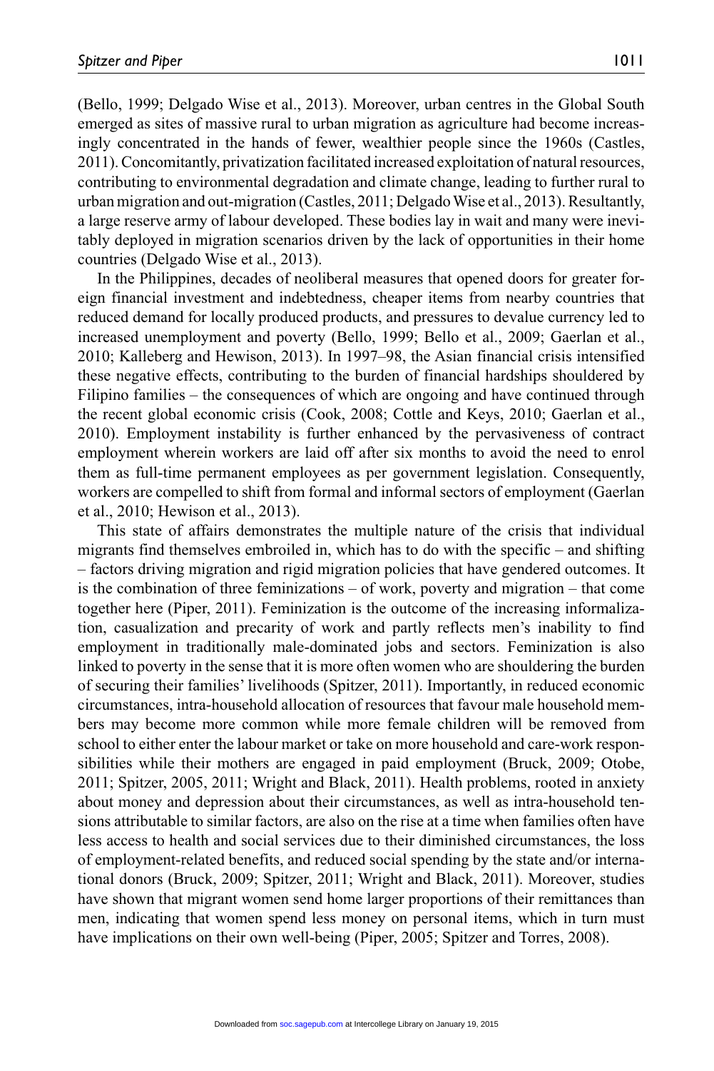(Bello, 1999; Delgado Wise et al., 2013). Moreover, urban centres in the Global South emerged as sites of massive rural to urban migration as agriculture had become increasingly concentrated in the hands of fewer, wealthier people since the 1960s (Castles, 2011). Concomitantly, privatization facilitated increased exploitation of natural resources, contributing to environmental degradation and climate change, leading to further rural to urban migration and out-migration (Castles, 2011; Delgado Wise et al., 2013). Resultantly, a large reserve army of labour developed. These bodies lay in wait and many were inevitably deployed in migration scenarios driven by the lack of opportunities in their home countries (Delgado Wise et al., 2013).

In the Philippines, decades of neoliberal measures that opened doors for greater foreign financial investment and indebtedness, cheaper items from nearby countries that reduced demand for locally produced products, and pressures to devalue currency led to increased unemployment and poverty (Bello, 1999; Bello et al., 2009; Gaerlan et al., 2010; Kalleberg and Hewison, 2013). In 1997–98, the Asian financial crisis intensified these negative effects, contributing to the burden of financial hardships shouldered by Filipino families – the consequences of which are ongoing and have continued through the recent global economic crisis (Cook, 2008; Cottle and Keys, 2010; Gaerlan et al., 2010). Employment instability is further enhanced by the pervasiveness of contract employment wherein workers are laid off after six months to avoid the need to enrol them as full-time permanent employees as per government legislation. Consequently, workers are compelled to shift from formal and informal sectors of employment (Gaerlan et al., 2010; Hewison et al., 2013).

This state of affairs demonstrates the multiple nature of the crisis that individual migrants find themselves embroiled in, which has to do with the specific – and shifting – factors driving migration and rigid migration policies that have gendered outcomes. It is the combination of three feminizations – of work, poverty and migration – that come together here (Piper, 2011). Feminization is the outcome of the increasing informalization, casualization and precarity of work and partly reflects men's inability to find employment in traditionally male-dominated jobs and sectors. Feminization is also linked to poverty in the sense that it is more often women who are shouldering the burden of securing their families' livelihoods (Spitzer, 2011). Importantly, in reduced economic circumstances, intra-household allocation of resources that favour male household members may become more common while more female children will be removed from school to either enter the labour market or take on more household and care-work responsibilities while their mothers are engaged in paid employment (Bruck, 2009; Otobe, 2011; Spitzer, 2005, 2011; Wright and Black, 2011). Health problems, rooted in anxiety about money and depression about their circumstances, as well as intra-household tensions attributable to similar factors, are also on the rise at a time when families often have less access to health and social services due to their diminished circumstances, the loss of employment-related benefits, and reduced social spending by the state and/or international donors (Bruck, 2009; Spitzer, 2011; Wright and Black, 2011). Moreover, studies have shown that migrant women send home larger proportions of their remittances than men, indicating that women spend less money on personal items, which in turn must have implications on their own well-being (Piper, 2005; Spitzer and Torres, 2008).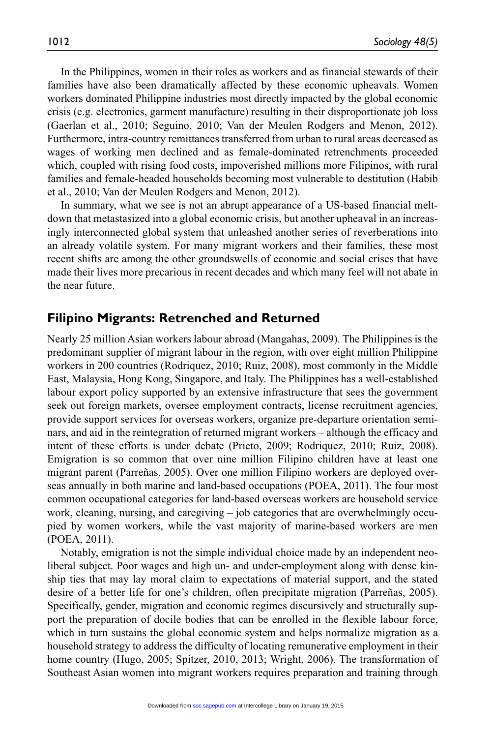In the Philippines, women in their roles as workers and as financial stewards of their families have also been dramatically affected by these economic upheavals. Women workers dominated Philippine industries most directly impacted by the global economic crisis (e.g. electronics, garment manufacture) resulting in their disproportionate job loss (Gaerlan et al., 2010; Seguino, 2010; Van der Meulen Rodgers and Menon, 2012). Furthermore, intra-country remittances transferred from urban to rural areas decreased as wages of working men declined and as female-dominated retrenchments proceeded which, coupled with rising food costs, impoverished millions more Filipinos, with rural families and female-headed households becoming most vulnerable to destitution (Habib et al., 2010; Van der Meulen Rodgers and Menon, 2012).

In summary, what we see is not an abrupt appearance of a US-based financial meltdown that metastasized into a global economic crisis, but another upheaval in an increasingly interconnected global system that unleashed another series of reverberations into an already volatile system. For many migrant workers and their families, these most recent shifts are among the other groundswells of economic and social crises that have made their lives more precarious in recent decades and which many feel will not abate in the near future.

## Filipino Migrants: Retrenched and Returned

Nearly 25 million Asian workers labour abroad (Mangahas, 2009). The Philippines is the predominant supplier of migrant labour in the region, with over eight million Philippine workers in 200 countries (Rodriquez, 2010; Ruiz, 2008), most commonly in the Middle East, Malaysia, Hong Kong, Singapore, and Italy. The Philippines has a well-established labour export policy supported by an extensive infrastructure that sees the government seek out foreign markets, oversee employment contracts, license recruitment agencies, provide support services for overseas workers, organize pre-departure orientation seminars, and aid in the reintegration of returned migrant workers – although the efficacy and intent of these efforts is under debate (Prieto, 2009; Rodriquez, 2010; Ruiz, 2008). Emigration is so common that over nine million Filipino children have at least one migrant parent (Parreñas, 2005). Over one million Filipino workers are deployed overseas annually in both marine and land-based occupations (POEA, 2011). The four most common occupational categories for land-based overseas workers are household service work, cleaning, nursing, and caregiving – job categories that are overwhelmingly occupied by women workers, while the vast majority of marine-based workers are men (POEA, 2011).

Notably, emigration is not the simple individual choice made by an independent neoliberal subject. Poor wages and high un- and under-employment along with dense kinship ties that may lay moral claim to expectations of material support, and the stated desire of a better life for one's children, often precipitate migration (Parreñas, 2005). Specifically, gender, migration and economic regimes discursively and structurally support the preparation of docile bodies that can be enrolled in the flexible labour force, which in turn sustains the global economic system and helps normalize migration as a household strategy to address the difficulty of locating remunerative employment in their home country (Hugo, 2005; Spitzer, 2010, 2013; Wright, 2006). The transformation of Southeast Asian women into migrant workers requires preparation and training through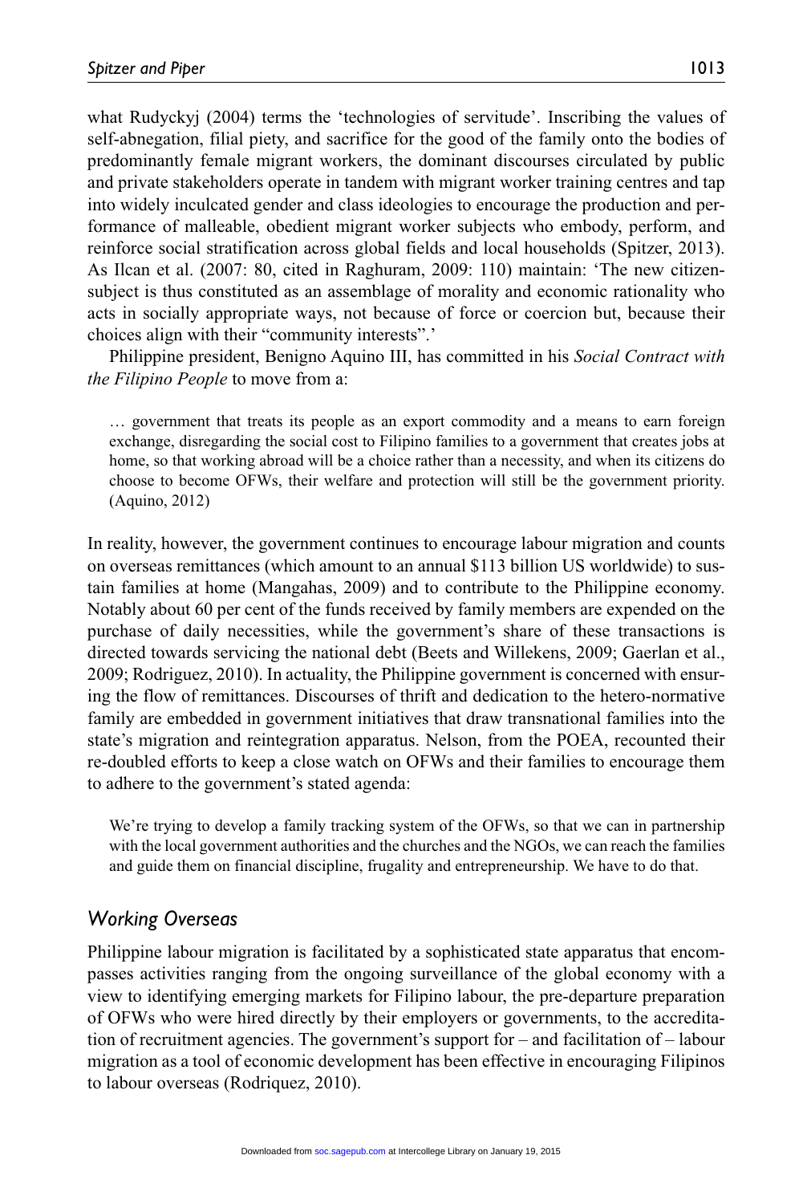what Rudyckyj (2004) terms the 'technologies of servitude'. Inscribing the values of self-abnegation, filial piety, and sacrifice for the good of the family onto the bodies of predominantly female migrant workers, the dominant discourses circulated by public and private stakeholders operate in tandem with migrant worker training centres and tap into widely inculcated gender and class ideologies to encourage the production and performance of malleable, obedient migrant worker subjects who embody, perform, and reinforce social stratification across global fields and local households (Spitzer, 2013). As Ilcan et al. (2007: 80, cited in Raghuram, 2009: 110) maintain: 'The new citizen-subject is thus constituted as an assemblage of morality and economic rationality who acts in socially appropriate ways, not because of force or coercion but, because their choices align with their "community interests".'

Philippine president, Benigno Aquino III, has committed in his *Social Contract with the Filipino People* to move from a:

> … government that treats its people as an export commodity and a means to earn foreign exchange, disregarding the social cost to Filipino families to a government that creates jobs at home, so that working abroad will be a choice rather than a necessity, and when its citizens do choose to become OFWs, their welfare and protection will still be the government priority. (Aquino, 2012)

In reality, however, the government continues to encourage labour migration and counts on overseas remittances (which amount to an annual $113 billion US worldwide) to sustain families at home (Mangahas, 2009) and to contribute to the Philippine economy. Notably about 60 per cent of the funds received by family members are expended on the purchase of daily necessities, while the government's share of these transactions is directed towards servicing the national debt (Beets and Willekens, 2009; Gaerlan et al., 2009; Rodriguez, 2010). In actuality, the Philippine government is concerned with ensuring the flow of remittances. Discourses of thrift and dedication to the hetero-normative family are embedded in government initiatives that draw transnational families into the state's migration and reintegration apparatus. Nelson, from the POEA, recounted their re-doubled efforts to keep a close watch on OFWs and their families to encourage them to adhere to the government's stated agenda:

> We're trying to develop a family tracking system of the OFWs, so that we can in partnership with the local government authorities and the churches and the NGOs, we can reach the families and guide them on financial discipline, frugality and entrepreneurship. We have to do that.

## *Working Overseas*

Philippine labour migration is facilitated by a sophisticated state apparatus that encompasses activities ranging from the ongoing surveillance of the global economy with a view to identifying emerging markets for Filipino labour, the pre-departure preparation of OFWs who were hired directly by their employers or governments, to the accreditation of recruitment agencies. The government's support for – and facilitation of – labour migration as a tool of economic development has been effective in encouraging Filipinos to labour overseas (Rodriquez, 2010).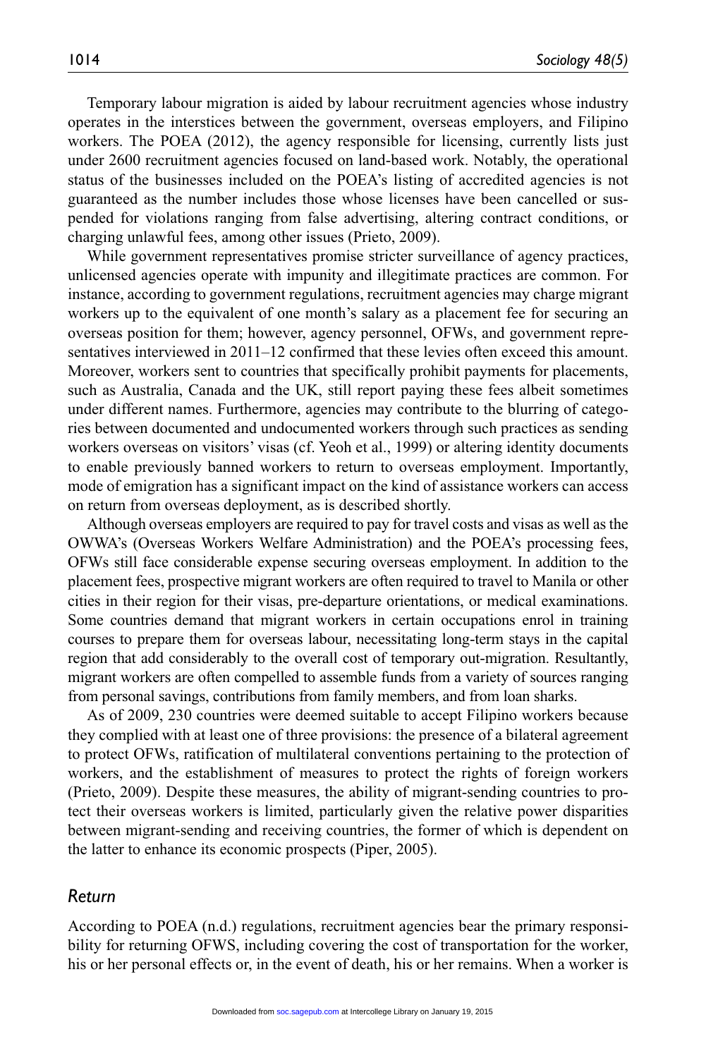Temporary labour migration is aided by labour recruitment agencies whose industry operates in the interstices between the government, overseas employers, and Filipino workers. The POEA (2012), the agency responsible for licensing, currently lists just under 2600 recruitment agencies focused on land-based work. Notably, the operational status of the businesses included on the POEA's listing of accredited agencies is not guaranteed as the number includes those whose licenses have been cancelled or suspended for violations ranging from false advertising, altering contract conditions, or charging unlawful fees, among other issues (Prieto, 2009).

While government representatives promise stricter surveillance of agency practices, unlicensed agencies operate with impunity and illegitimate practices are common. For instance, according to government regulations, recruitment agencies may charge migrant workers up to the equivalent of one month's salary as a placement fee for securing an overseas position for them; however, agency personnel, OFWs, and government representatives interviewed in 2011–12 confirmed that these levies often exceed this amount. Moreover, workers sent to countries that specifically prohibit payments for placements, such as Australia, Canada and the UK, still report paying these fees albeit sometimes under different names. Furthermore, agencies may contribute to the blurring of categories between documented and undocumented workers through such practices as sending workers overseas on visitors' visas (cf. Yeoh et al., 1999) or altering identity documents to enable previously banned workers to return to overseas employment. Importantly, mode of emigration has a significant impact on the kind of assistance workers can access on return from overseas deployment, as is described shortly.

Although overseas employers are required to pay for travel costs and visas as well as the OWWA's (Overseas Workers Welfare Administration) and the POEA's processing fees, OFWs still face considerable expense securing overseas employment. In addition to the placement fees, prospective migrant workers are often required to travel to Manila or other cities in their region for their visas, pre-departure orientations, or medical examinations. Some countries demand that migrant workers in certain occupations enrol in training courses to prepare them for overseas labour, necessitating long-term stays in the capital region that add considerably to the overall cost of temporary out-migration. Resultantly, migrant workers are often compelled to assemble funds from a variety of sources ranging from personal savings, contributions from family members, and from loan sharks.

As of 2009, 230 countries were deemed suitable to accept Filipino workers because they complied with at least one of three provisions: the presence of a bilateral agreement to protect OFWs, ratification of multilateral conventions pertaining to the protection of workers, and the establishment of measures to protect the rights of foreign workers (Prieto, 2009). Despite these measures, the ability of migrant-sending countries to protect their overseas workers is limited, particularly given the relative power disparities between migrant-sending and receiving countries, the former of which is dependent on the latter to enhance its economic prospects (Piper, 2005).

## *Return*

According to POEA (n.d.) regulations, recruitment agencies bear the primary responsibility for returning OFWS, including covering the cost of transportation for the worker, his or her personal effects or, in the event of death, his or her remains. When a worker is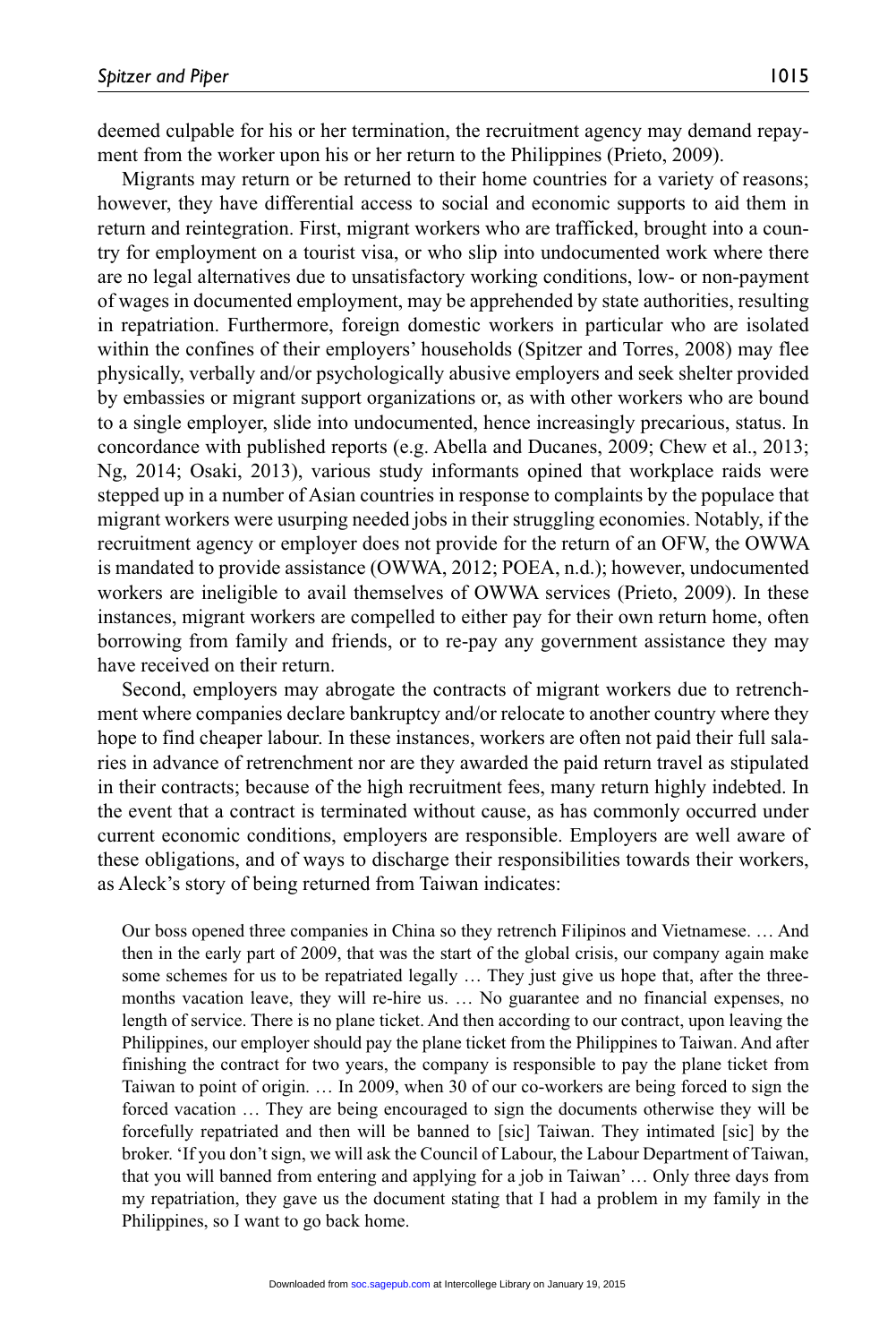deemed culpable for his or her termination, the recruitment agency may demand repayment from the worker upon his or her return to the Philippines (Prieto, 2009).

Migrants may return or be returned to their home countries for a variety of reasons; however, they have differential access to social and economic supports to aid them in return and reintegration. First, migrant workers who are trafficked, brought into a country for employment on a tourist visa, or who slip into undocumented work where there are no legal alternatives due to unsatisfactory working conditions, low- or non-payment of wages in documented employment, may be apprehended by state authorities, resulting in repatriation. Furthermore, foreign domestic workers in particular who are isolated within the confines of their employers' households (Spitzer and Torres, 2008) may flee physically, verbally and/or psychologically abusive employers and seek shelter provided by embassies or migrant support organizations or, as with other workers who are bound to a single employer, slide into undocumented, hence increasingly precarious, status. In concordance with published reports (e.g. Abella and Ducanes, 2009; Chew et al., 2013; Ng, 2014; Osaki, 2013), various study informants opined that workplace raids were stepped up in a number of Asian countries in response to complaints by the populace that migrant workers were usurping needed jobs in their struggling economies. Notably, if the recruitment agency or employer does not provide for the return of an OFW, the OWWA is mandated to provide assistance (OWWA, 2012; POEA, n.d.); however, undocumented workers are ineligible to avail themselves of OWWA services (Prieto, 2009). In these instances, migrant workers are compelled to either pay for their own return home, often borrowing from family and friends, or to re-pay any government assistance they may have received on their return.

Second, employers may abrogate the contracts of migrant workers due to retrenchment where companies declare bankruptcy and/or relocate to another country where they hope to find cheaper labour. In these instances, workers are often not paid their full salaries in advance of retrenchment nor are they awarded the paid return travel as stipulated in their contracts; because of the high recruitment fees, many return highly indebted. In the event that a contract is terminated without cause, as has commonly occurred under current economic conditions, employers are responsible. Employers are well aware of these obligations, and of ways to discharge their responsibilities towards their workers, as Aleck's story of being returned from Taiwan indicates:

> Our boss opened three companies in China so they retrench Filipinos and Vietnamese. … And then in the early part of 2009, that was the start of the global crisis, our company again make some schemes for us to be repatriated legally … They just give us hope that, after the three-months vacation leave, they will re-hire us. … No guarantee and no financial expenses, no length of service. There is no plane ticket. And then according to our contract, upon leaving the Philippines, our employer should pay the plane ticket from the Philippines to Taiwan. And after finishing the contract for two years, the company is responsible to pay the plane ticket from Taiwan to point of origin. … In 2009, when 30 of our co-workers are being forced to sign the forced vacation … They are being encouraged to sign the documents otherwise they will be forcefully repatriated and then will be banned to [sic] Taiwan. They intimated [sic] by the broker. 'If you don't sign, we will ask the Council of Labour, the Labour Department of Taiwan, that you will banned from entering and applying for a job in Taiwan' … Only three days from my repatriation, they gave us the document stating that I had a problem in my family in the Philippines, so I want to go back home.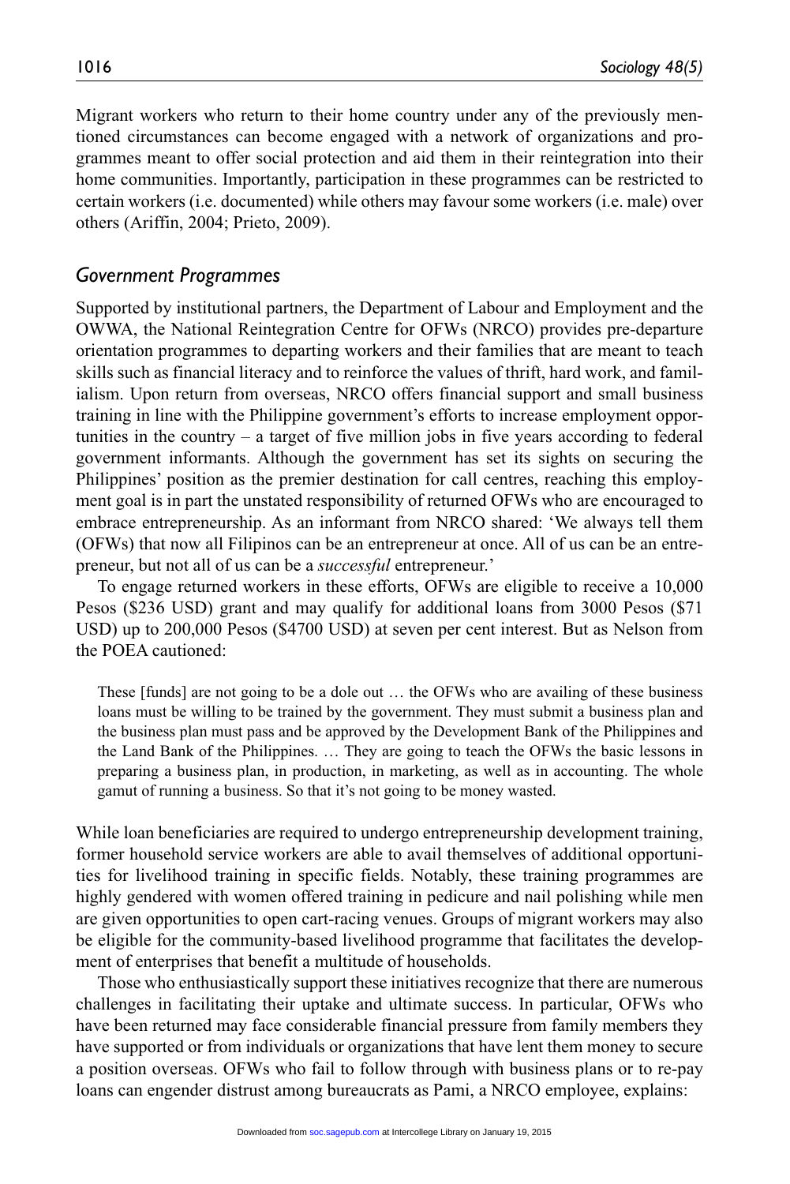Migrant workers who return to their home country under any of the previously mentioned circumstances can become engaged with a network of organizations and programmes meant to offer social protection and aid them in their reintegration into their home communities. Importantly, participation in these programmes can be restricted to certain workers (i.e. documented) while others may favour some workers (i.e. male) over others (Ariffin, 2004; Prieto, 2009).

## *Government Programmes*

Supported by institutional partners, the Department of Labour and Employment and the OWWA, the National Reintegration Centre for OFWs (NRCO) provides pre-departure orientation programmes to departing workers and their families that are meant to teach skills such as financial literacy and to reinforce the values of thrift, hard work, and familialism. Upon return from overseas, NRCO offers financial support and small business training in line with the Philippine government's efforts to increase employment opportunities in the country – a target of five million jobs in five years according to federal government informants. Although the government has set its sights on securing the Philippines' position as the premier destination for call centres, reaching this employment goal is in part the unstated responsibility of returned OFWs who are encouraged to embrace entrepreneurship. As an informant from NRCO shared: 'We always tell them (OFWs) that now all Filipinos can be an entrepreneur at once. All of us can be an entrepreneur, but not all of us can be a *successful* entrepreneur.'

To engage returned workers in these efforts, OFWs are eligible to receive a 10,000 Pesos ($236 USD) grant and may qualify for additional loans from 3000 Pesos ($71 USD) up to 200,000 Pesos ($4700 USD) at seven per cent interest. But as Nelson from the POEA cautioned:

> These [funds] are not going to be a dole out … the OFWs who are availing of these business loans must be willing to be trained by the government. They must submit a business plan and the business plan must pass and be approved by the Development Bank of the Philippines and the Land Bank of the Philippines. … They are going to teach the OFWs the basic lessons in preparing a business plan, in production, in marketing, as well as in accounting. The whole gamut of running a business. So that it's not going to be money wasted.

While loan beneficiaries are required to undergo entrepreneurship development training, former household service workers are able to avail themselves of additional opportunities for livelihood training in specific fields. Notably, these training programmes are highly gendered with women offered training in pedicure and nail polishing while men are given opportunities to open cart-racing venues. Groups of migrant workers may also be eligible for the community-based livelihood programme that facilitates the development of enterprises that benefit a multitude of households.

Those who enthusiastically support these initiatives recognize that there are numerous challenges in facilitating their uptake and ultimate success. In particular, OFWs who have been returned may face considerable financial pressure from family members they have supported or from individuals or organizations that have lent them money to secure a position overseas. OFWs who fail to follow through with business plans or to re-pay loans can engender distrust among bureaucrats as Pami, a NRCO employee, explains: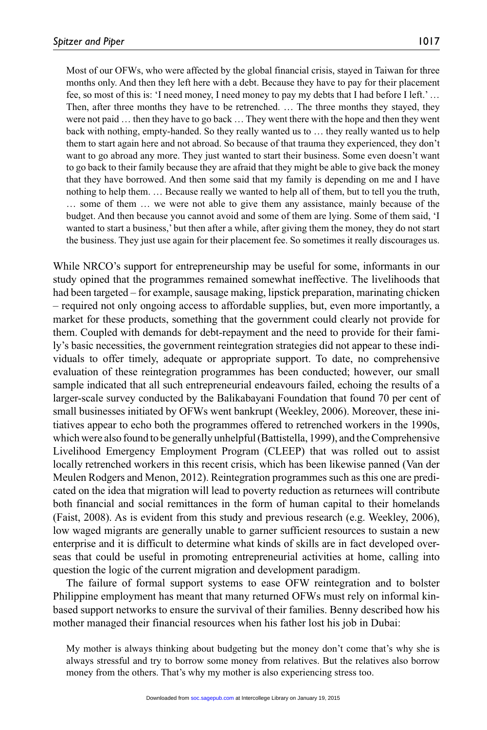> Most of our OFWs, who were affected by the global financial crisis, stayed in Taiwan for three months only. And then they left here with a debt. Because they have to pay for their placement fee, so most of this is: 'I need money, I need money to pay my debts that I had before I left.' … Then, after three months they have to be retrenched. … The three months they stayed, they were not paid … then they have to go back … They went there with the hope and then they went back with nothing, empty-handed. So they really wanted us to … they really wanted us to help them to start again here and not abroad. So because of that trauma they experienced, they don't want to go abroad any more. They just wanted to start their business. Some even doesn't want to go back to their family because they are afraid that they might be able to give back the money that they have borrowed. And then some said that my family is depending on me and I have nothing to help them. … Because really we wanted to help all of them, but to tell you the truth, … some of them … we were not able to give them any assistance, mainly because of the budget. And then because you cannot avoid and some of them are lying. Some of them said, 'I wanted to start a business,' but then after a while, after giving them the money, they do not start the business. They just use again for their placement fee. So sometimes it really discourages us.

While NRCO's support for entrepreneurship may be useful for some, informants in our study opined that the programmes remained somewhat ineffective. The livelihoods that had been targeted – for example, sausage making, lipstick preparation, marinating chicken – required not only ongoing access to affordable supplies, but, even more importantly, a market for these products, something that the government could clearly not provide for them. Coupled with demands for debt-repayment and the need to provide for their family's basic necessities, the government reintegration strategies did not appear to these individuals to offer timely, adequate or appropriate support. To date, no comprehensive evaluation of these reintegration programmes has been conducted; however, our small sample indicated that all such entrepreneurial endeavours failed, echoing the results of a larger-scale survey conducted by the Balikabayani Foundation that found 70 per cent of small businesses initiated by OFWs went bankrupt (Weekley, 2006). Moreover, these initiatives appear to echo both the programmes offered to retrenched workers in the 1990s, which were also found to be generally unhelpful (Battistella, 1999), and the Comprehensive Livelihood Emergency Employment Program (CLEEP) that was rolled out to assist locally retrenched workers in this recent crisis, which has been likewise panned (Van der Meulen Rodgers and Menon, 2012). Reintegration programmes such as this one are predicated on the idea that migration will lead to poverty reduction as returnees will contribute both financial and social remittances in the form of human capital to their homelands (Faist, 2008). As is evident from this study and previous research (e.g. Weekley, 2006), low waged migrants are generally unable to garner sufficient resources to sustain a new enterprise and it is difficult to determine what kinds of skills are in fact developed overseas that could be useful in promoting entrepreneurial activities at home, calling into question the logic of the current migration and development paradigm.

The failure of formal support systems to ease OFW reintegration and to bolster Philippine employment has meant that many returned OFWs must rely on informal kin-based support networks to ensure the survival of their families. Benny described how his mother managed their financial resources when his father lost his job in Dubai:

> My mother is always thinking about budgeting but the money don't come that's why she is always stressful and try to borrow some money from relatives. But the relatives also borrow money from the others. That's why my mother is also experiencing stress too.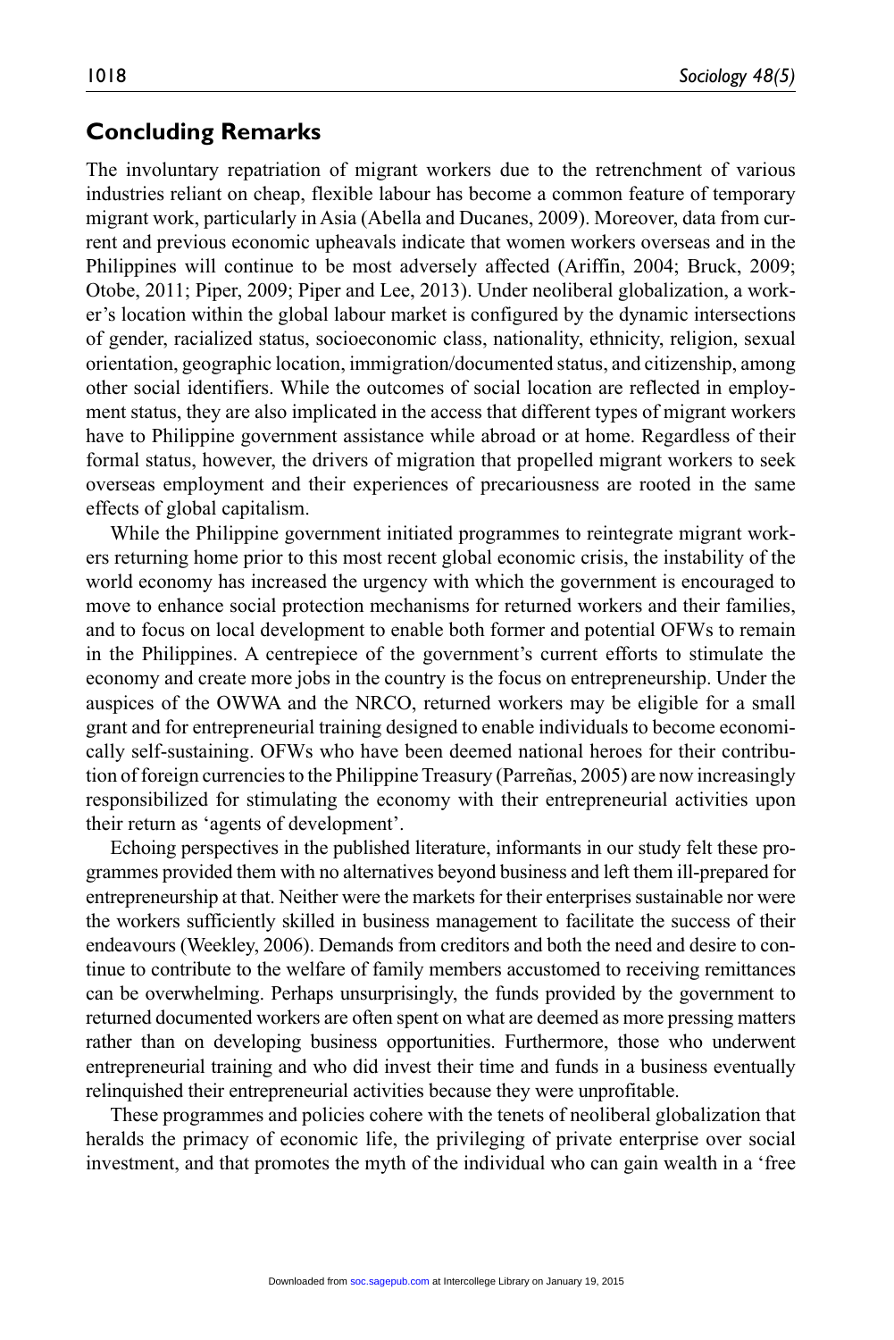## Concluding Remarks

The involuntary repatriation of migrant workers due to the retrenchment of various industries reliant on cheap, flexible labour has become a common feature of temporary migrant work, particularly in Asia (Abella and Ducanes, 2009). Moreover, data from current and previous economic upheavals indicate that women workers overseas and in the Philippines will continue to be most adversely affected (Ariffin, 2004; Bruck, 2009; Otobe, 2011; Piper, 2009; Piper and Lee, 2013). Under neoliberal globalization, a worker's location within the global labour market is configured by the dynamic intersections of gender, racialized status, socioeconomic class, nationality, ethnicity, religion, sexual orientation, geographic location, immigration/documented status, and citizenship, among other social identifiers. While the outcomes of social location are reflected in employment status, they are also implicated in the access that different types of migrant workers have to Philippine government assistance while abroad or at home. Regardless of their formal status, however, the drivers of migration that propelled migrant workers to seek overseas employment and their experiences of precariousness are rooted in the same effects of global capitalism.

While the Philippine government initiated programmes to reintegrate migrant workers returning home prior to this most recent global economic crisis, the instability of the world economy has increased the urgency with which the government is encouraged to move to enhance social protection mechanisms for returned workers and their families, and to focus on local development to enable both former and potential OFWs to remain in the Philippines. A centrepiece of the government's current efforts to stimulate the economy and create more jobs in the country is the focus on entrepreneurship. Under the auspices of the OWWA and the NRCO, returned workers may be eligible for a small grant and for entrepreneurial training designed to enable individuals to become economically self-sustaining. OFWs who have been deemed national heroes for their contribution of foreign currencies to the Philippine Treasury (Parreñas, 2005) are now increasingly responsibilized for stimulating the economy with their entrepreneurial activities upon their return as 'agents of development'.

Echoing perspectives in the published literature, informants in our study felt these programmes provided them with no alternatives beyond business and left them ill-prepared for entrepreneurship at that. Neither were the markets for their enterprises sustainable nor were the workers sufficiently skilled in business management to facilitate the success of their endeavours (Weekley, 2006). Demands from creditors and both the need and desire to continue to contribute to the welfare of family members accustomed to receiving remittances can be overwhelming. Perhaps unsurprisingly, the funds provided by the government to returned documented workers are often spent on what are deemed as more pressing matters rather than on developing business opportunities. Furthermore, those who underwent entrepreneurial training and who did invest their time and funds in a business eventually relinquished their entrepreneurial activities because they were unprofitable.

These programmes and policies cohere with the tenets of neoliberal globalization that heralds the primacy of economic life, the privileging of private enterprise over social investment, and that promotes the myth of the individual who can gain wealth in a 'free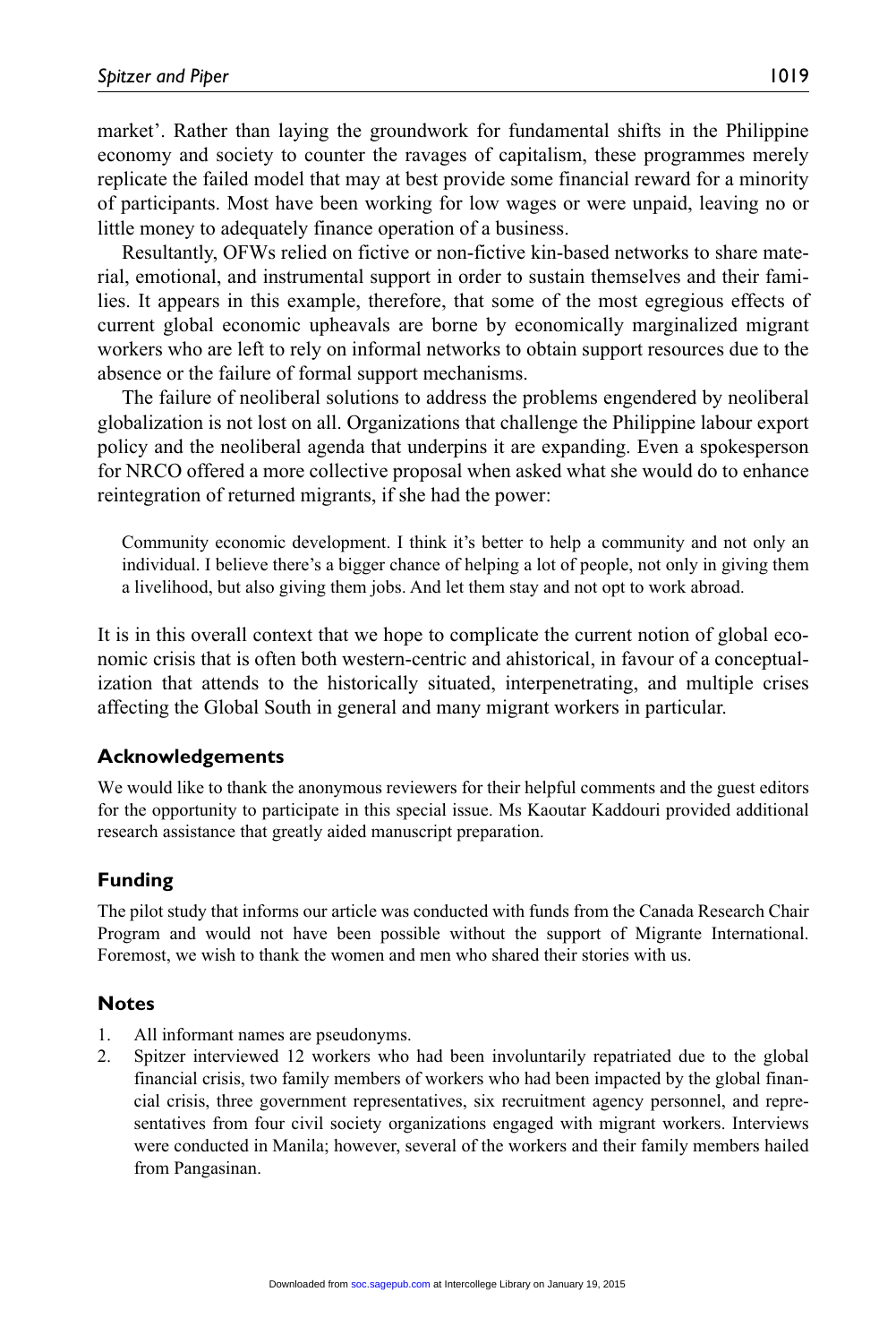market'. Rather than laying the groundwork for fundamental shifts in the Philippine economy and society to counter the ravages of capitalism, these programmes merely replicate the failed model that may at best provide some financial reward for a minority of participants. Most have been working for low wages or were unpaid, leaving no or little money to adequately finance operation of a business.

Resultantly, OFWs relied on fictive or non-fictive kin-based networks to share material, emotional, and instrumental support in order to sustain themselves and their families. It appears in this example, therefore, that some of the most egregious effects of current global economic upheavals are borne by economically marginalized migrant workers who are left to rely on informal networks to obtain support resources due to the absence or the failure of formal support mechanisms.

The failure of neoliberal solutions to address the problems engendered by neoliberal globalization is not lost on all. Organizations that challenge the Philippine labour export policy and the neoliberal agenda that underpins it are expanding. Even a spokesperson for NRCO offered a more collective proposal when asked what she would do to enhance reintegration of returned migrants, if she had the power:

> Community economic development. I think it's better to help a community and not only an individual. I believe there's a bigger chance of helping a lot of people, not only in giving them a livelihood, but also giving them jobs. And let them stay and not opt to work abroad.

It is in this overall context that we hope to complicate the current notion of global economic crisis that is often both western-centric and ahistorical, in favour of a conceptualization that attends to the historically situated, interpenetrating, and multiple crises affecting the Global South in general and many migrant workers in particular.

## Acknowledgements

We would like to thank the anonymous reviewers for their helpful comments and the guest editors for the opportunity to participate in this special issue. Ms Kaoutar Kaddouri provided additional research assistance that greatly aided manuscript preparation.

## Funding

The pilot study that informs our article was conducted with funds from the Canada Research Chair Program and would not have been possible without the support of Migrante International. Foremost, we wish to thank the women and men who shared their stories with us.

## Notes

1. All informant names are pseudonyms.
2. Spitzer interviewed 12 workers who had been involuntarily repatriated due to the global financial crisis, two family members of workers who had been impacted by the global financial crisis, three government representatives, six recruitment agency personnel, and representatives from four civil society organizations engaged with migrant workers. Interviews were conducted in Manila; however, several of the workers and their family members hailed from Pangasinan.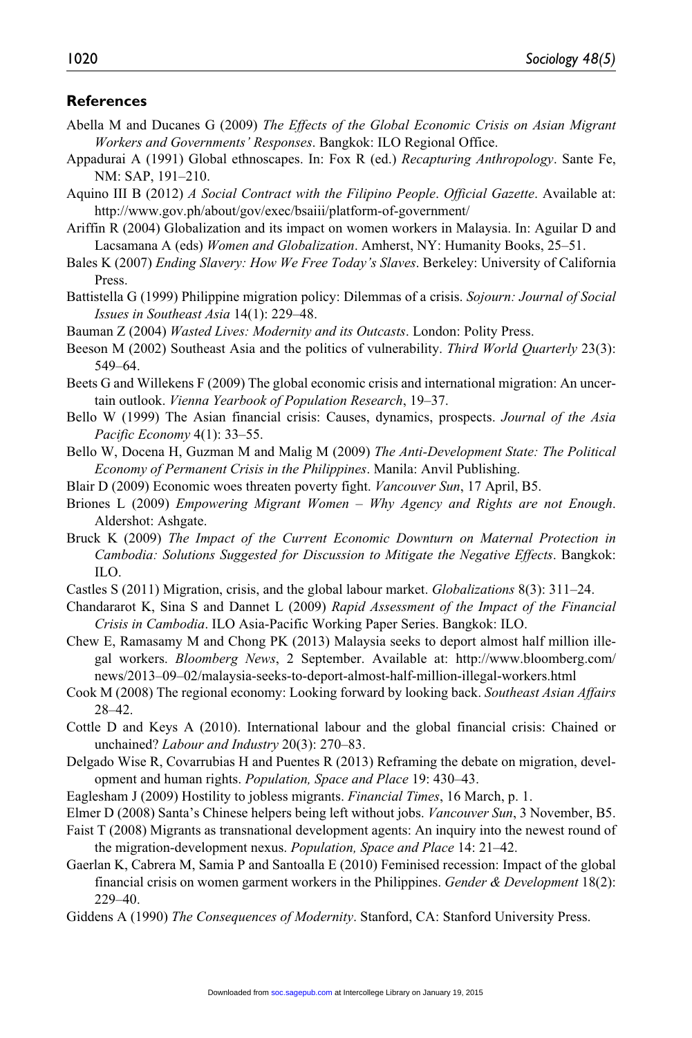## References

Abella M and Ducanes G (2009) *The Effects of the Global Economic Crisis on Asian Migrant Workers and Governments' Responses*. Bangkok: ILO Regional Office.

Appadurai A (1991) Global ethnoscapes. In: Fox R (ed.) *Recapturing Anthropology*. Sante Fe, NM: SAP, 191–210.

Aquino III B (2012) *A Social Contract with the Filipino People*. *Official Gazette*. Available at: http://www.gov.ph/about/gov/exec/bsaiii/platform-of-government/

Ariffin R (2004) Globalization and its impact on women workers in Malaysia. In: Aguilar D and Lacsamana A (eds) *Women and Globalization*. Amherst, NY: Humanity Books, 25–51.

Bales K (2007) *Ending Slavery: How We Free Today's Slaves*. Berkeley: University of California Press.

Battistella G (1999) Philippine migration policy: Dilemmas of a crisis. *Sojourn: Journal of Social Issues in Southeast Asia* 14(1): 229–48.

Bauman Z (2004) *Wasted Lives: Modernity and its Outcasts*. London: Polity Press.

Beeson M (2002) Southeast Asia and the politics of vulnerability. *Third World Quarterly* 23(3): 549–64.

Beets G and Willekens F (2009) The global economic crisis and international migration: An uncertain outlook. *Vienna Yearbook of Population Research*, 19–37.

Bello W (1999) The Asian financial crisis: Causes, dynamics, prospects. *Journal of the Asia Pacific Economy* 4(1): 33–55.

Bello W, Docena H, Guzman M and Malig M (2009) *The Anti-Development State: The Political Economy of Permanent Crisis in the Philippines*. Manila: Anvil Publishing.

Blair D (2009) Economic woes threaten poverty fight. *Vancouver Sun*, 17 April, B5.

Briones L (2009) *Empowering Migrant Women – Why Agency and Rights are not Enough*. Aldershot: Ashgate.

Bruck K (2009) *The Impact of the Current Economic Downturn on Maternal Protection in Cambodia: Solutions Suggested for Discussion to Mitigate the Negative Effects*. Bangkok: ILO.

Castles S (2011) Migration, crisis, and the global labour market. *Globalizations* 8(3): 311–24.

Chandararot K, Sina S and Dannet L (2009) *Rapid Assessment of the Impact of the Financial Crisis in Cambodia*. ILO Asia-Pacific Working Paper Series. Bangkok: ILO.

Chew E, Ramasamy M and Chong PK (2013) Malaysia seeks to deport almost half million illegal workers. *Bloomberg News*, 2 September. Available at: http://www.bloomberg.com/news/2013–09–02/malaysia-seeks-to-deport-almost-half-million-illegal-workers.html

Cook M (2008) The regional economy: Looking forward by looking back. *Southeast Asian Affairs* 28–42.

Cottle D and Keys A (2010). International labour and the global financial crisis: Chained or unchained? *Labour and Industry* 20(3): 270–83.

Delgado Wise R, Covarrubias H and Puentes R (2013) Reframing the debate on migration, development and human rights. *Population, Space and Place* 19: 430–43.

Eaglesham J (2009) Hostility to jobless migrants. *Financial Times*, 16 March, p. 1.

Elmer D (2008) Santa's Chinese helpers being left without jobs. *Vancouver Sun*, 3 November, B5.

Faist T (2008) Migrants as transnational development agents: An inquiry into the newest round of the migration-development nexus. *Population, Space and Place* 14: 21–42.

Gaerlan K, Cabrera M, Samia P and Santoalla E (2010) Feminised recession: Impact of the global financial crisis on women garment workers in the Philippines. *Gender & Development* 18(2): 229–40.

Giddens A (1990) *The Consequences of Modernity*. Stanford, CA: Stanford University Press.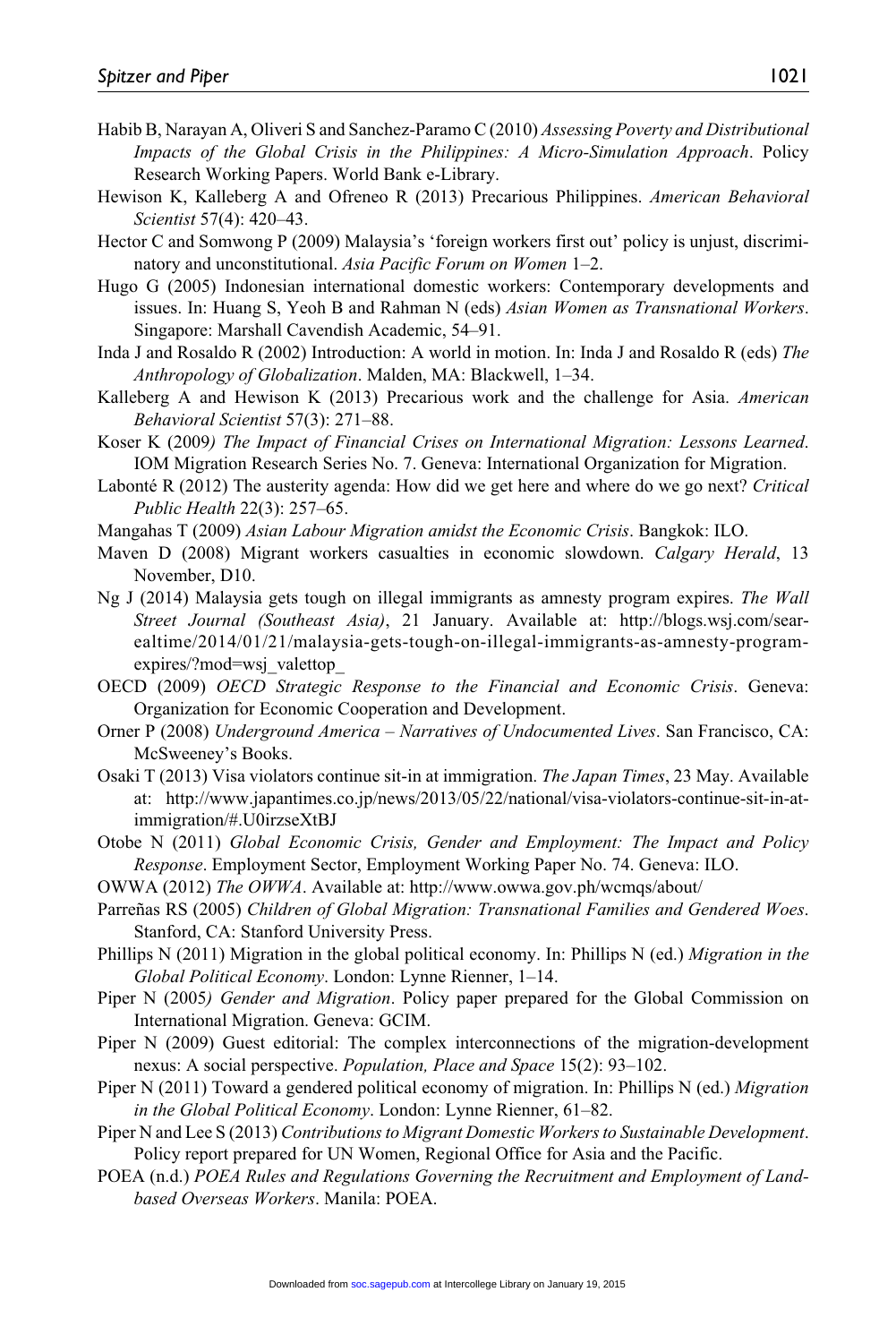Habib B, Narayan A, Oliveri S and Sanchez-Paramo C (2010) *Assessing Poverty and Distributional Impacts of the Global Crisis in the Philippines: A Micro-Simulation Approach*. Policy Research Working Papers. World Bank e-Library.

Hewison K, Kalleberg A and Ofreneo R (2013) Precarious Philippines. *American Behavioral Scientist* 57(4): 420–43.

Hector C and Somwong P (2009) Malaysia's 'foreign workers first out' policy is unjust, discriminatory and unconstitutional. *Asia Pacific Forum on Women* 1–2.

Hugo G (2005) Indonesian international domestic workers: Contemporary developments and issues. In: Huang S, Yeoh B and Rahman N (eds) *Asian Women as Transnational Workers*. Singapore: Marshall Cavendish Academic, 54–91.

Inda J and Rosaldo R (2002) Introduction: A world in motion. In: Inda J and Rosaldo R (eds) *The Anthropology of Globalization*. Malden, MA: Blackwell, 1–34.

Kalleberg A and Hewison K (2013) Precarious work and the challenge for Asia. *American Behavioral Scientist* 57(3): 271–88.

Koser K (2009*) The Impact of Financial Crises on International Migration: Lessons Learned*. IOM Migration Research Series No. 7. Geneva: International Organization for Migration.

Labonté R (2012) The austerity agenda: How did we get here and where do we go next? *Critical Public Health* 22(3): 257–65.

Mangahas T (2009) *Asian Labour Migration amidst the Economic Crisis*. Bangkok: ILO.

Maven D (2008) Migrant workers casualties in economic slowdown. *Calgary Herald*, 13 November, D10.

Ng J (2014) Malaysia gets tough on illegal immigrants as amnesty program expires. *The Wall Street Journal (Southeast Asia)*, 21 January. Available at: http://blogs.wsj.com/searealtime/2014/01/21/malaysia-gets-tough-on-illegal-immigrants-as-amnesty-program-expires/?mod=wsj_valettop_

OECD (2009) *OECD Strategic Response to the Financial and Economic Crisis*. Geneva: Organization for Economic Cooperation and Development.

Orner P (2008) *Underground America – Narratives of Undocumented Lives*. San Francisco, CA: McSweeney's Books.

Osaki T (2013) Visa violators continue sit-in at immigration. *The Japan Times*, 23 May. Available at: http://www.japantimes.co.jp/news/2013/05/22/national/visa-violators-continue-sit-in-at-immigration/#.U0irzseXtBJ

Otobe N (2011) *Global Economic Crisis, Gender and Employment: The Impact and Policy Response*. Employment Sector, Employment Working Paper No. 74. Geneva: ILO.

OWWA (2012) *The OWWA*. Available at: http://www.owwa.gov.ph/wcmqs/about/

Parreñas RS (2005) *Children of Global Migration: Transnational Families and Gendered Woes*. Stanford, CA: Stanford University Press.

Phillips N (2011) Migration in the global political economy. In: Phillips N (ed.) *Migration in the Global Political Economy*. London: Lynne Rienner, 1–14.

Piper N (2005*) Gender and Migration*. Policy paper prepared for the Global Commission on International Migration. Geneva: GCIM.

Piper N (2009) Guest editorial: The complex interconnections of the migration-development nexus: A social perspective. *Population, Place and Space* 15(2): 93–102.

Piper N (2011) Toward a gendered political economy of migration. In: Phillips N (ed.) *Migration in the Global Political Economy*. London: Lynne Rienner, 61–82.

Piper N and Lee S (2013) *Contributions to Migrant Domestic Workers to Sustainable Development*. Policy report prepared for UN Women, Regional Office for Asia and the Pacific.

POEA (n.d.) *POEA Rules and Regulations Governing the Recruitment and Employment of Land-based Overseas Workers*. Manila: POEA.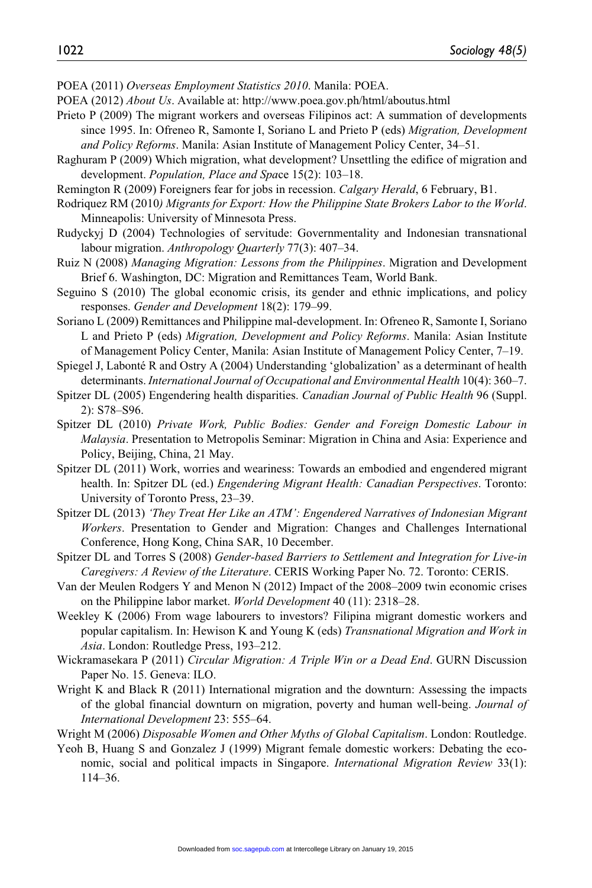POEA (2011) *Overseas Employment Statistics 2010*. Manila: POEA.

POEA (2012) *About Us*. Available at: http://www.poea.gov.ph/html/aboutus.html

Prieto P (2009) The migrant workers and overseas Filipinos act: A summation of developments since 1995. In: Ofreneo R, Samonte I, Soriano L and Prieto P (eds) *Migration, Development and Policy Reforms*. Manila: Asian Institute of Management Policy Center, 34–51.

Raghuram P (2009) Which migration, what development? Unsettling the edifice of migration and development. *Population, Place and Space* 15(2): 103–18.

Remington R (2009) Foreigners fear for jobs in recession. *Calgary Herald*, 6 February, B1.

Rodriquez RM (2010*) Migrants for Export: How the Philippine State Brokers Labor to the World*. Minneapolis: University of Minnesota Press.

Rudyckyj D (2004) Technologies of servitude: Governmentality and Indonesian transnational labour migration. *Anthropology Quarterly* 77(3): 407–34.

Ruiz N (2008) *Managing Migration: Lessons from the Philippines*. Migration and Development Brief 6. Washington, DC: Migration and Remittances Team, World Bank.

Seguino S (2010) The global economic crisis, its gender and ethnic implications, and policy responses. *Gender and Development* 18(2): 179–99.

Soriano L (2009) Remittances and Philippine mal-development. In: Ofreneo R, Samonte I, Soriano L and Prieto P (eds) *Migration, Development and Policy Reforms*. Manila: Asian Institute of Management Policy Center, Manila: Asian Institute of Management Policy Center, 7–19.

Spiegel J, Labonté R and Ostry A (2004) Understanding 'globalization' as a determinant of health determinants. *International Journal of Occupational and Environmental Health* 10(4): 360–7.

Spitzer DL (2005) Engendering health disparities. *Canadian Journal of Public Health* 96 (Suppl. 2): S78–S96.

Spitzer DL (2010) *Private Work, Public Bodies: Gender and Foreign Domestic Labour in Malaysia*. Presentation to Metropolis Seminar: Migration in China and Asia: Experience and Policy, Beijing, China, 21 May.

Spitzer DL (2011) Work, worries and weariness: Towards an embodied and engendered migrant health. In: Spitzer DL (ed.) *Engendering Migrant Health: Canadian Perspectives*. Toronto: University of Toronto Press, 23–39.

Spitzer DL (2013) *'They Treat Her Like an ATM': Engendered Narratives of Indonesian Migrant Workers*. Presentation to Gender and Migration: Changes and Challenges International Conference, Hong Kong, China SAR, 10 December.

Spitzer DL and Torres S (2008) *Gender-based Barriers to Settlement and Integration for Live-in Caregivers: A Review of the Literature*. CERIS Working Paper No. 72. Toronto: CERIS.

Van der Meulen Rodgers Y and Menon N (2012) Impact of the 2008–2009 twin economic crises on the Philippine labor market. *World Development* 40 (11): 2318–28.

Weekley K (2006) From wage labourers to investors? Filipina migrant domestic workers and popular capitalism. In: Hewison K and Young K (eds) *Transnational Migration and Work in Asia*. London: Routledge Press, 193–212.

Wickramasekara P (2011) *Circular Migration: A Triple Win or a Dead End*. GURN Discussion Paper No. 15. Geneva: ILO.

Wright K and Black R (2011) International migration and the downturn: Assessing the impacts of the global financial downturn on migration, poverty and human well-being. *Journal of International Development* 23: 555–64.

Wright M (2006) *Disposable Women and Other Myths of Global Capitalism*. London: Routledge.

Yeoh B, Huang S and Gonzalez J (1999) Migrant female domestic workers: Debating the economic, social and political impacts in Singapore. *International Migration Review* 33(1): 114–36.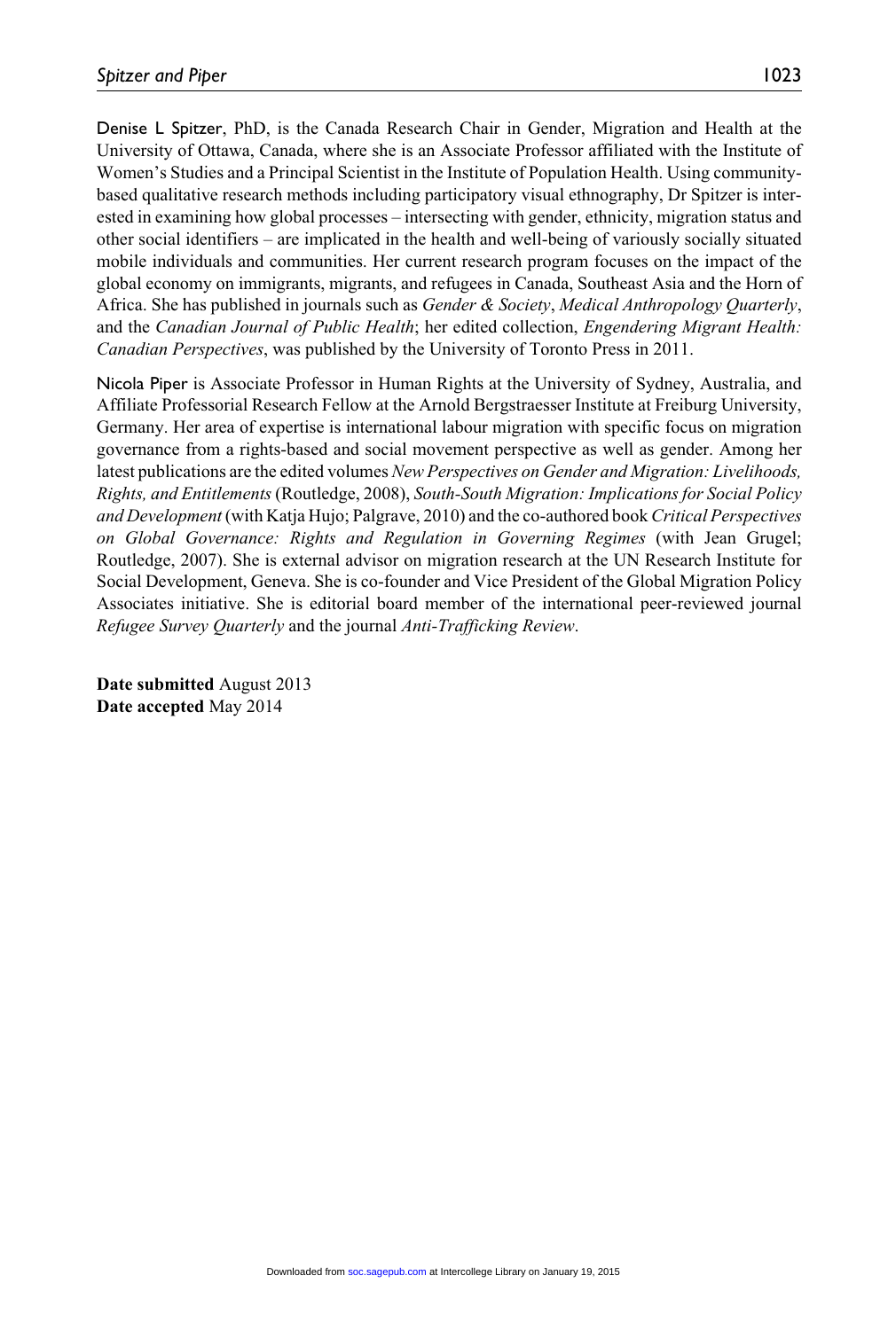Denise L Spitzer, PhD, is the Canada Research Chair in Gender, Migration and Health at the University of Ottawa, Canada, where she is an Associate Professor affiliated with the Institute of Women's Studies and a Principal Scientist in the Institute of Population Health. Using community-based qualitative research methods including participatory visual ethnography, Dr Spitzer is interested in examining how global processes – intersecting with gender, ethnicity, migration status and other social identifiers – are implicated in the health and well-being of variously socially situated mobile individuals and communities. Her current research program focuses on the impact of the global economy on immigrants, migrants, and refugees in Canada, Southeast Asia and the Horn of Africa. She has published in journals such as *Gender & Society*, *Medical Anthropology Quarterly*, and the *Canadian Journal of Public Health*; her edited collection, *Engendering Migrant Health: Canadian Perspectives*, was published by the University of Toronto Press in 2011.

Nicola Piper is Associate Professor in Human Rights at the University of Sydney, Australia, and Affiliate Professorial Research Fellow at the Arnold Bergstraesser Institute at Freiburg University, Germany. Her area of expertise is international labour migration with specific focus on migration governance from a rights-based and social movement perspective as well as gender. Among her latest publications are the edited volumes *New Perspectives on Gender and Migration: Livelihoods, Rights, and Entitlements* (Routledge, 2008), *South-South Migration: Implications for Social Policy and Development* (with Katja Hujo; Palgrave, 2010) and the co-authored book *Critical Perspectives on Global Governance: Rights and Regulation in Governing Regimes* (with Jean Grugel; Routledge, 2007). She is external advisor on migration research at the UN Research Institute for Social Development, Geneva. She is co-founder and Vice President of the Global Migration Policy Associates initiative. She is editorial board member of the international peer-reviewed journal *Refugee Survey Quarterly* and the journal *Anti-Trafficking Review*.

**Date submitted** August 2013
**Date accepted** May 2014